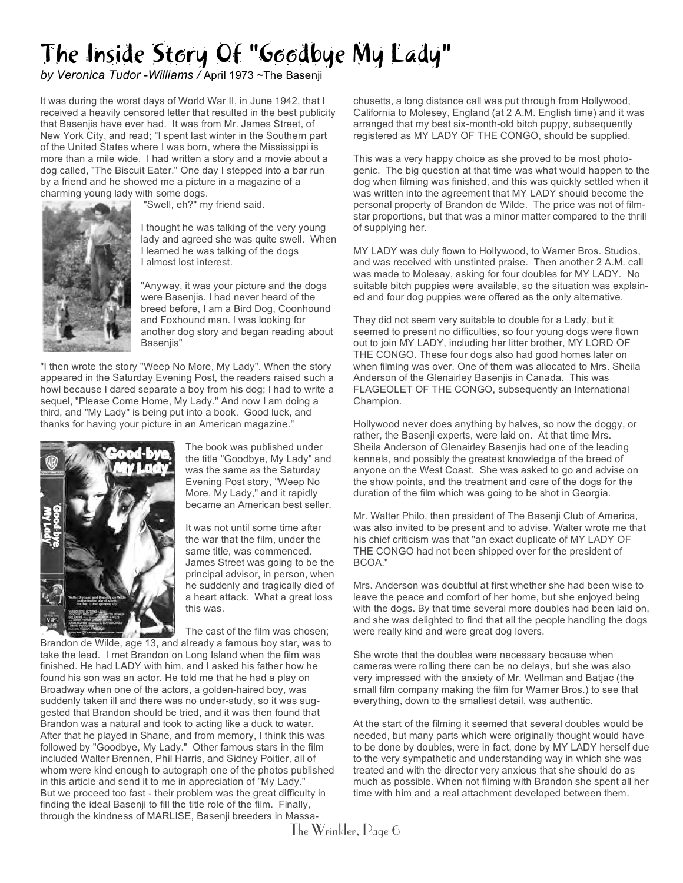# The Inside Story Of "Goodbye My Lady"

*by Veronica Tudor -Williams /* April 1973 ~The Basenji

It was during the worst days of World War II, in June 1942, that I received a heavily censored letter that resulted in the best publicity that Basenjis have ever had. It was from Mr. James Street, of New York City, and read; "I spent last winter in the Southern part of the United States where I was born, where the Mississippi is more than a mile wide. I had written a story and a movie about a dog called, "The Biscuit Eater." One day I stepped into a bar run by a friend and he showed me a picture in a magazine of a charming young lady with some dogs.

"Swell, eh?" my friend said.

I thought he was talking of the very young lady and agreed she was quite swell. When I learned he was talking of the dogs I almost lost interest.

"Anyway, it was your picture and the dogs were Basenjis. I had never heard of the breed before, I am a Bird Dog, Coonhound and Foxhound man. I was looking for another dog story and began reading about Basenjis"

"I then wrote the story "Weep No More, My Lady". When the story appeared in the Saturday Evening Post, the readers raised such a howl because I dared separate a boy from his dog; I had to write a sequel, "Please Come Home, My Lady." And now I am doing a third, and "My Lady" is being put into a book. Good luck, and thanks for having your picture in an American magazine."

The book was published under the title "Goodbye, My Lady" and was the same as the Saturday Evening Post story, "Weep No More, My Lady," and it rapidly became an American best seller.

It was not until some time after the war that the film, under the same title, was commenced. James Street was going to be the principal advisor, in person, when he suddenly and tragically died of a heart attack. What a great loss this was.

The cast of the film was chosen; Brandon de Wilde, age 13, and already a famous boy star, was to take the lead. I met Brandon on Long Island when the film was finished. He had LADY with him, and I asked his father how he found his son was an actor. He told me that he had a play on Broadway when one of the actors, a golden-haired boy, was suddenly taken ill and there was no under-study, so it was suggested that Brandon should be tried, and it was then found that Brandon was a natural and took to acting like a duck to water. After that he played in Shane, and from memory, I think this was followed by "Goodbye, My Lady." Other famous stars in the film included Walter Brennen, Phil Harris, and Sidney Poitier, all of whom were kind enough to autograph one of the photos published in this article and send it to me in appreciation of "My Lady." But we proceed too fast - their problem was the great difficulty in finding the ideal Basenji to fill the title role of the film. Finally, through the kindness of MARLISE, Basenji breeders in Massachusetts, a long distance call was put through from Hollywood, California to Molesey, England (at 2 A.M. English time) and it was arranged that my best six-month-old bitch puppy, subsequently registered as MY LADY OF THE CONGO, should be supplied.

This was a very happy choice as she proved to be most photogenic. The big question at that time was what would happen to the dog when filming was finished, and this was quickly settled when it was written into the agreement that MY LADY should become the personal property of Brandon de Wilde. The price was not of film-star proportions, but that was a minor matter compared to the thrill of supplying her.

MY LADY was duly flown to Hollywood, to Warner Bros. Studios, and was received with unstinted praise. Then another 2 A.M. call was made to Molesay, asking for four doubles for MY LADY. No suitable bitch puppies were available, so the situation was explained and four dog puppies were offered as the only alternative.

They did not seem very suitable to double for a Lady, but it seemed to present no difficulties, so four young dogs were flown out to join MY LADY, including her litter brother, MY LORD OF THE CONGO. These four dogs also had good homes later on when filming was over. One of them was allocated to Mrs. Sheila Anderson of the Glenairley Basenjis in Canada. This was FLAGEOLET OF THE CONGO, subsequently an International Champion.

Hollywood never does anything by halves, so now the doggy, or rather, the Basenji experts, were laid on. At that time Mrs. Sheila Anderson of Glenairley Basenjis had one of the leading kennels, and possibly the greatest knowledge of the breed of anyone on the West Coast. She was asked to go and advise on the show points, and the treatment and care of the dogs for the duration of the film which was going to be shot in Georgia.

Mr. Walter Philo, then president of The Basenji Club of America, was also invited to be present and to advise. Walter wrote me that his chief criticism was that "an exact duplicate of MY LADY OF THE CONGO had not been shipped over for the president of BCOA."

Mrs. Anderson was doubtful at first whether she had been wise to leave the peace and comfort of her home, but she enjoyed being with the dogs. By that time several more doubles had been laid on, and she was delighted to find that all the people handling the dogs were really kind and were great dog lovers.

She wrote that the doubles were necessary because when cameras were rolling there can be no delays, but she was also very impressed with the anxiety of Mr. Wellman and Batjac (the small film company making the film for Warner Bros.) to see that everything, down to the smallest detail, was authentic.

At the start of the filming it seemed that several doubles would be needed, but many parts which were originally thought would have to be done by doubles, were in fact, done by MY LADY herself due to the very sympathetic and understanding way in which she was treated and with the director very anxious that she should do as much as possible. When not filming with Brandon she spent all her time with him and a real attachment developed between them.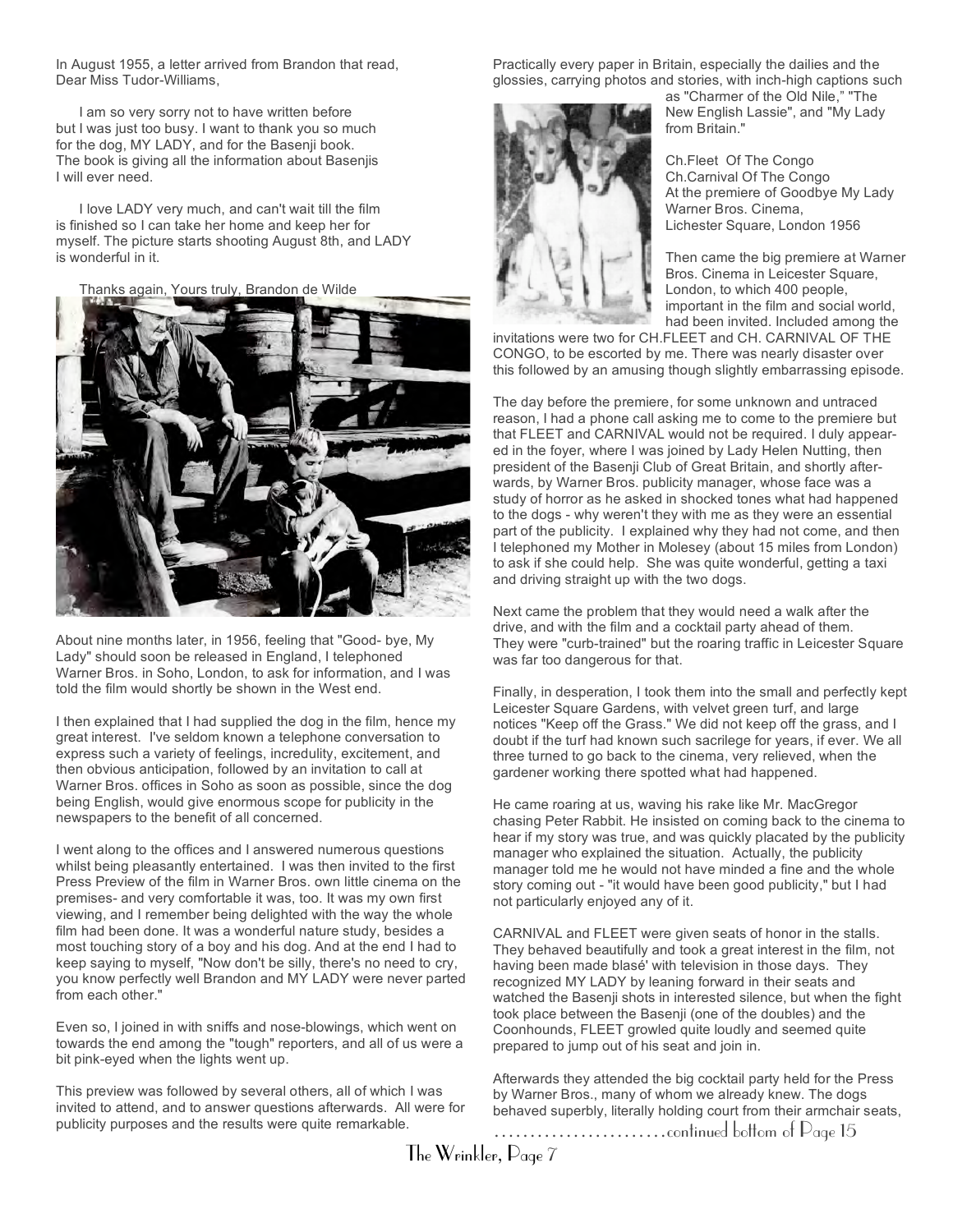In August 1955, a letter arrived from Brandon that read,
Dear Miss Tudor-Williams,

I am so very sorry not to have written before but I was just too busy. I want to thank you so much for the dog, MY LADY, and for the Basenji book. The book is giving all the information about Basenjis I will ever need.

I love LADY very much, and can't wait till the film is finished so I can take her home and keep her for myself. The picture starts shooting August 8th, and LADY is wonderful in it.

Thanks again, Yours truly, Brandon de Wilde

About nine months later, in 1956, feeling that "Good- bye, My Lady" should soon be released in England, I telephoned Warner Bros. in Soho, London, to ask for information, and I was told the film would shortly be shown in the West end.

I then explained that I had supplied the dog in the film, hence my great interest. I've seldom known a telephone conversation to express such a variety of feelings, incredulity, excitement, and then obvious anticipation, followed by an invitation to call at Warner Bros. offices in Soho as soon as possible, since the dog being English, would give enormous scope for publicity in the newspapers to the benefit of all concerned.

I went along to the offices and I answered numerous questions whilst being pleasantly entertained. I was then invited to the first Press Preview of the film in Warner Bros. own little cinema on the premises- and very comfortable it was, too. It was my own first viewing, and I remember being delighted with the way the whole film had been done. It was a wonderful nature study, besides a most touching story of a boy and his dog. And at the end I had to keep saying to myself, "Now don't be silly, there's no need to cry, you know perfectly well Brandon and MY LADY were never parted from each other."

Even so, I joined in with sniffs and nose-blowings, which went on towards the end among the "tough" reporters, and all of us were a bit pink-eyed when the lights went up.

This preview was followed by several others, all of which I was invited to attend, and to answer questions afterwards. All were for publicity purposes and the results were quite remarkable.

Practically every paper in Britain, especially the dailies and the glossies, carrying photos and stories, with inch-high captions such as "Charmer of the Old Nile," "The New English Lassie", and "My Lady from Britain."

Ch.Fleet Of The Congo
Ch.Carnival Of The Congo
At the premiere of Goodbye My Lady
Warner Bros. Cinema,
Lichester Square, London 1956

Then came the big premiere at Warner Bros. Cinema in Leicester Square, London, to which 400 people, important in the film and social world, had been invited. Included among the invitations were two for CH.FLEET and CH. CARNIVAL OF THE CONGO, to be escorted by me. There was nearly disaster over this followed by an amusing though slightly embarrassing episode.

The day before the premiere, for some unknown and untraced reason, I had a phone call asking me to come to the premiere but that FLEET and CARNIVAL would not be required. I duly appeared in the foyer, where I was joined by Lady Helen Nutting, then president of the Basenji Club of Great Britain, and shortly afterwards, by Warner Bros. publicity manager, whose face was a study of horror as he asked in shocked tones what had happened to the dogs - why weren't they with me as they were an essential part of the publicity. I explained why they had not come, and then I telephoned my Mother in Molesey (about 15 miles from London) to ask if she could help. She was quite wonderful, getting a taxi and driving straight up with the two dogs.

Next came the problem that they would need a walk after the drive, and with the film and a cocktail party ahead of them. They were "curb-trained" but the roaring traffic in Leicester Square was far too dangerous for that.

Finally, in desperation, I took them into the small and perfectly kept Leicester Square Gardens, with velvet green turf, and large notices "Keep off the Grass." We did not keep off the grass, and I doubt if the turf had known such sacrilege for years, if ever. We all three turned to go back to the cinema, very relieved, when the gardener working there spotted what had happened.

He came roaring at us, waving his rake like Mr. MacGregor chasing Peter Rabbit. He insisted on coming back to the cinema to hear if my story was true, and was quickly placated by the publicity manager who explained the situation. Actually, the publicity manager told me he would not have minded a fine and the whole story coming out - "it would have been good publicity," but I had not particularly enjoyed any of it.

CARNIVAL and FLEET were given seats of honor in the stalls. They behaved beautifully and took a great interest in the film, not having been made blasé' with television in those days. They recognized MY LADY by leaning forward in their seats and watched the Basenji shots in interested silence, but when the fight took place between the Basenji (one of the doubles) and the Coonhounds, FLEET growled quite loudly and seemed quite prepared to jump out of his seat and join in.

Afterwards they attended the big cocktail party held for the Press by Warner Bros., many of whom we already knew. The dogs behaved superbly, literally holding court from their armchair seats,

........................continued bottom of Page 15